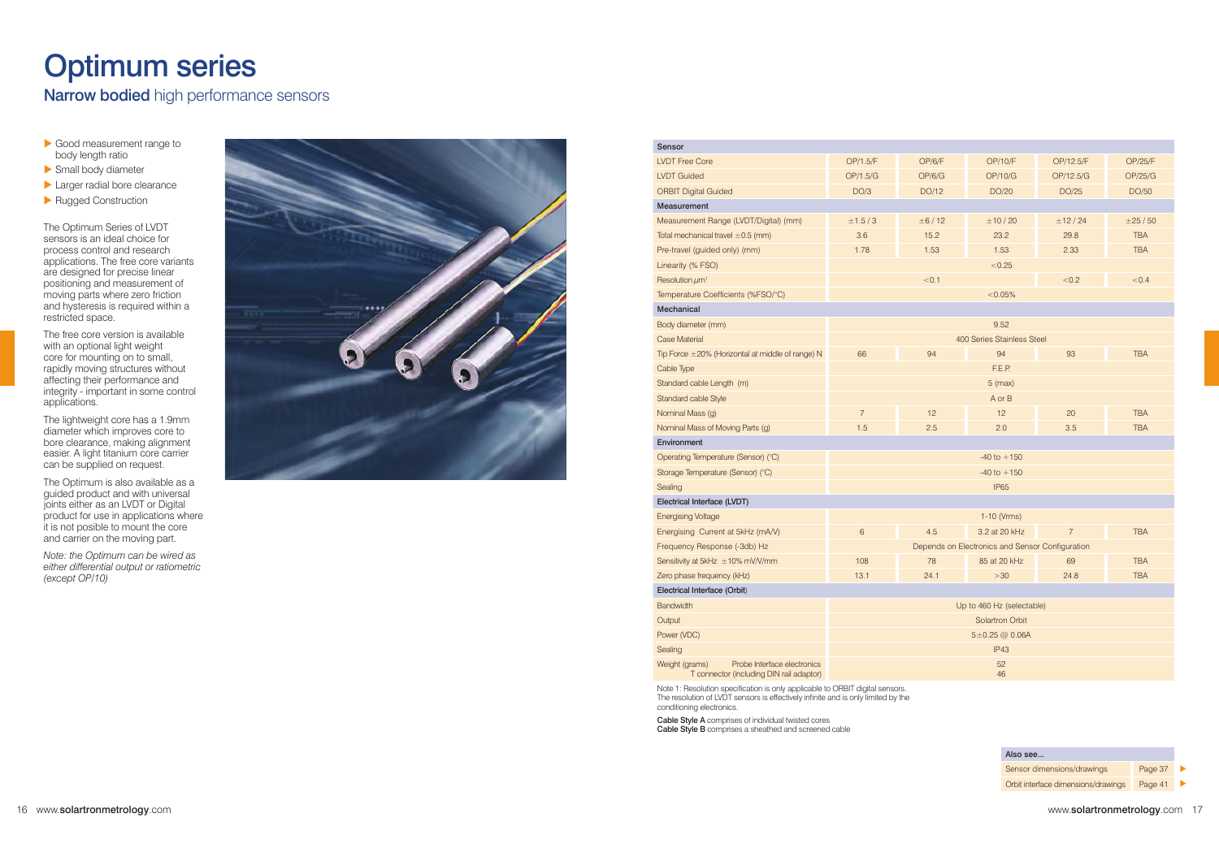# Optimum series

## **Narrow bodied** high performance sensors

- Good measurement range to body length ratio
- Small body diameter
- Larger radial bore clearance
- Rugged Construction

The Optimum Series of LVDT sensors is an ideal choice for process control and research applications. The free core variants are designed for precise linear positioning and measurement of moving parts where zero friction and hysteresis is required within a restricted space.

The free core version is available with an optional light weight core for mounting on to small, rapidly moving structures without affecting their performance and integrity - important in some control applications.

The lightweight core has a 1.9mm diameter which improves core to bore clearance, making alignment easier. A light titanium core carrier can be supplied on request.

The Optimum is also available as a guided product and with universal joints either as an LVDT or Digital product for use in applications where it is not posible to mount the core and carrier on the moving part.

*Note: the Optimum can be wired as either differential output or ratiometric (except OP/10)*

| Sensor | | | | | |
|---|---|---|---|---|---|
| LVDT Free Core | OP/1.5/F | OP/6/F | OP/10/F | OP/12.5/F | OP/25/F |
| LVDT Guided | OP/1.5/G | OP/6/G | OP/10/G | OP/12.5/G | OP/25/G |
| ORBIT Digital Guided | DO/3 | DO/12 | DO/20 | DO/25 | DO/50 |
| **Measurement** | | | | | |
| Measurement Range (LVDT/Digital) (mm) | ±1.5 / 3 | ±6 / 12 | ±10 / 20 | ±12 / 24 | ±25 / 50 |
| Total mechanical travel ±0.5 (mm) | 3.6 | 15.2 | 23.2 | 29.8 | TBA |
| Pre-travel (guided only) (mm) | 1.78 | 1.53 | 1.53 | 2.33 | TBA |
| Linearity (% FSO) | <0.25 | | | | |
| Resolution μm[1] | <0.1 | | | <0.2 | <0.4 |
| Temperature Coefficients (%FSO/°C) | <0.05% | | | | |
| **Mechanical** | | | | | |
| Body diameter (mm) | 9.52 | | | | |
| Case Material | 400 Series Stainless Steel | | | | |
| Tip Force ±20% (Horizontal at middle of range) N | 66 | 94 | 94 | 93 | TBA |
| Cable Type | F.E.P. | | | | |
| Standard cable Length (m) | 5 (max) | | | | |
| Standard cable Style | A or B | | | | |
| Nominal Mass (g) | 7 | 12 | 12 | 20 | TBA |
| Nominal Mass of Moving Parts (g) | 1.5 | 2.5 | 2.0 | 3.5 | TBA |
| **Environment** | | | | | |
| Operating Temperature (Sensor) (°C) | -40 to +150 | | | | |
| Storage Temperature (Sensor) (°C) | -40 to +150 | | | | |
| Sealing | IP65 | | | | |
| **Electrical Interface (LVDT)** | | | | | |
| Energising Voltage | 1-10 (Vrms) | | | | |
| Energising Current at 5kHz (mA/V) | 6 | 4.5 | 3.2 at 20 kHz | 7 | TBA |
| Frequency Response (-3db) Hz | Depends on Electronics and Sensor Configuration | | | | |
| Sensitivity at 5kHz ±10% mV/V/mm | 108 | 78 | 85 at 20 kHz | 69 | TBA |
| Zero phase frequency (kHz) | 13.1 | 24.1 | >30 | 24.8 | TBA |
| **Electrical Interface (Orbit)** | | | | | |
| Bandwidth | Up to 460 Hz (selectable) | | | | |
| Output | Solartron Orbit | | | | |
| Power (VDC) | 5±0.25 @ 0.06A | | | | |
| Sealing | IP43 | | | | |
| Weight (grams) Probe Interface electronics | 52 | | | | |
| Weight (grams) T connector (including DIN rail adaptor) | 46 | | | | |

Note 1: Resolution specification is only applicable to ORBIT digital sensors. The resolution of LVDT sensors is effectively infinite and is only limited by the conditioning electronics.

**Cable Style A** comprises of individual twisted cores
**Cable Style B** comprises a sheathed and screened cable

| Also see... | |
|---|---|
| Sensor dimensions/drawings | Page 37 |
| Orbit interface dimensions/drawings | Page 41 |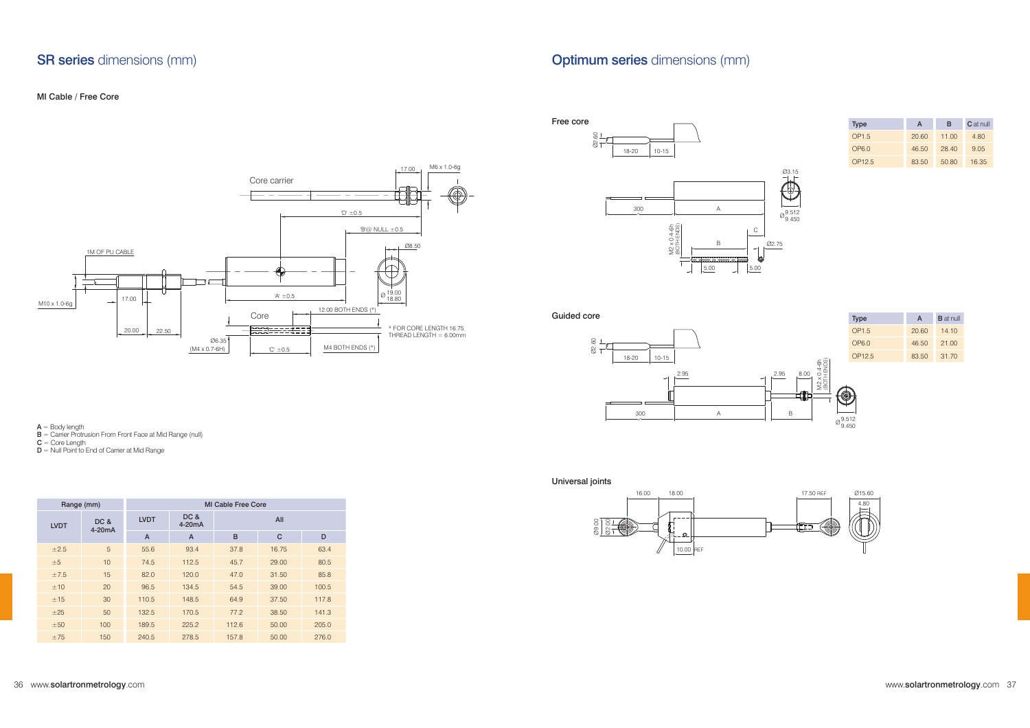## SR series dimensions (mm)

### MI Cable / Free Core

Core carrier

17.00

M6 x 1.0-6g

'D' ±0.5

'B'@ NULL ±0.5

Ø8.50

1M OF PU CABLE

M10 x 1.0-6g

17.00

'A' ±0.5

Ø 19.00 / 18.80

12.00 BOTH ENDS (*)

Core

20.00

22.50

Ø6.35

(M4 x 0.7-6H)

'C' ±0.5

M4 BOTH ENDS (*)

* FOR CORE LENGTH 16.75 THREAD LENGTH = 6.00mm

**A** = Body length
**B** = Carrier Protrusion From Front Face at Mid Range (null)
**C** = Core Length
**D** = Null Point to End of Carrier at Mid Range

| Range (mm) | | MI Cable Free Core | | | | |
|---|---|---|---|---|---|---|
| LVDT | DC & 4-20mA | LVDT | DC & 4-20mA | All | | |
| | | A | A | B | C | D |
| ±2.5 | 5 | 55.6 | 93.4 | 37.8 | 16.75 | 63.4 |
| ±5 | 10 | 74.5 | 112.5 | 45.7 | 29.00 | 80.5 |
| ±7.5 | 15 | 82.0 | 120.0 | 47.0 | 31.50 | 85.8 |
| ±10 | 20 | 96.5 | 134.5 | 54.5 | 39.00 | 100.5 |
| ±15 | 30 | 110.5 | 148.5 | 64.9 | 37.50 | 117.8 |
| ±25 | 50 | 132.5 | 170.5 | 77.2 | 38.50 | 141.3 |
| ±50 | 100 | 189.5 | 225.2 | 112.6 | 50.00 | 205.0 |
| ±75 | 150 | 240.5 | 278.5 | 157.8 | 50.00 | 276.0 |

## Optimum series dimensions (mm)

### Free core

Ø2.60

18-20

10-15

Ø3.15

300

A

Ø 9.512 / 9.450

M2 x 0.4-6h (BOTH ENDS)

C

B

Ø2.75

5.00

5.00

| Type | A | B | C at null |
|---|---|---|---|
| OP1.5 | 20.60 | 11.00 | 4.80 |
| OP6.0 | 46.50 | 28.40 | 9.05 |
| OP12.5 | 83.50 | 50.80 | 16.35 |

### Guided core

Ø2.60

18-20

10-15

2.95

2.95

8.00

M2 x 0.4-6h (BOTH ENDS)

300

A

B

Ø 9.512 / 9.450

| Type | A | B at null |
|---|---|---|
| OP1.5 | 20.60 | 14.10 |
| OP6.0 | 46.50 | 21.00 |
| OP12.5 | 83.50 | 31.70 |

### Universal joints

16.00

18.00

17.50 REF

Ø15.60

4.80

Ø9.00

Ø7.00

10.00 REF